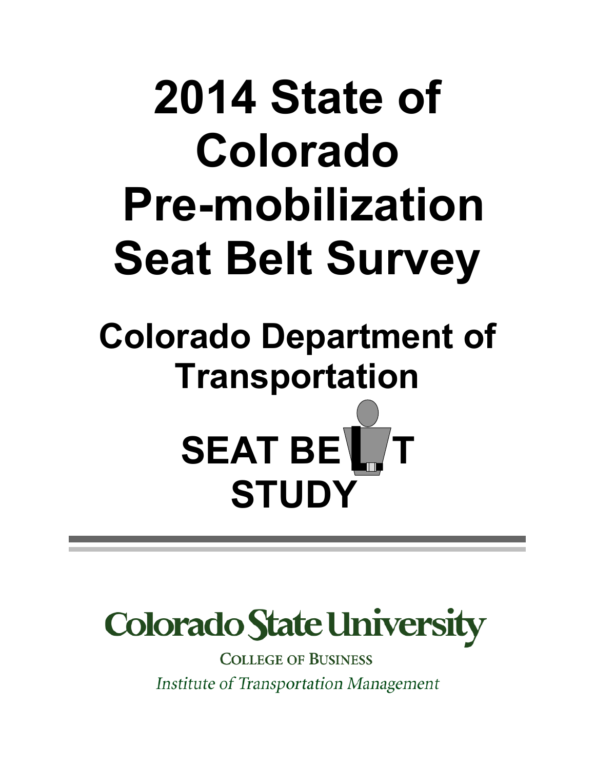# 2014 State of Colorado Pre-mobilization Seat Belt Survey

## Colorado Department of Transportation

SEAT BELT STUDY

Colorado State University

COLLEGE OF BUSINESS

*Institute of Transportation Management*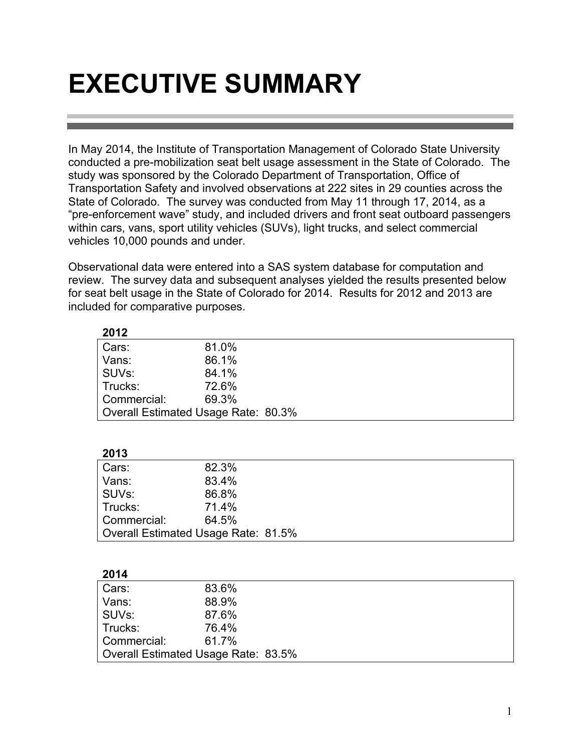# EXECUTIVE SUMMARY

In May 2014, the Institute of Transportation Management of Colorado State University conducted a pre-mobilization seat belt usage assessment in the State of Colorado. The study was sponsored by the Colorado Department of Transportation, Office of Transportation Safety and involved observations at 222 sites in 29 counties across the State of Colorado. The survey was conducted from May 11 through 17, 2014, as a "pre-enforcement wave" study, and included drivers and front seat outboard passengers within cars, vans, sport utility vehicles (SUVs), light trucks, and select commercial vehicles 10,000 pounds and under.

Observational data were entered into a SAS system database for computation and review. The survey data and subsequent analyses yielded the results presented below for seat belt usage in the State of Colorado for 2014. Results for 2012 and 2013 are included for comparative purposes.

**2012**

| | |
|---|---|
| Cars: | 81.0% |
| Vans: | 86.1% |
| SUVs: | 84.1% |
| Trucks: | 72.6% |
| Commercial: | 69.3% |
| Overall Estimated Usage Rate: | 80.3% |

**2013**

| | |
|---|---|
| Cars: | 82.3% |
| Vans: | 83.4% |
| SUVs: | 86.8% |
| Trucks: | 71.4% |
| Commercial: | 64.5% |
| Overall Estimated Usage Rate: | 81.5% |

**2014**

| | |
|---|---|
| Cars: | 83.6% |
| Vans: | 88.9% |
| SUVs: | 87.6% |
| Trucks: | 76.4% |
| Commercial: | 61.7% |
| Overall Estimated Usage Rate: | 83.5% |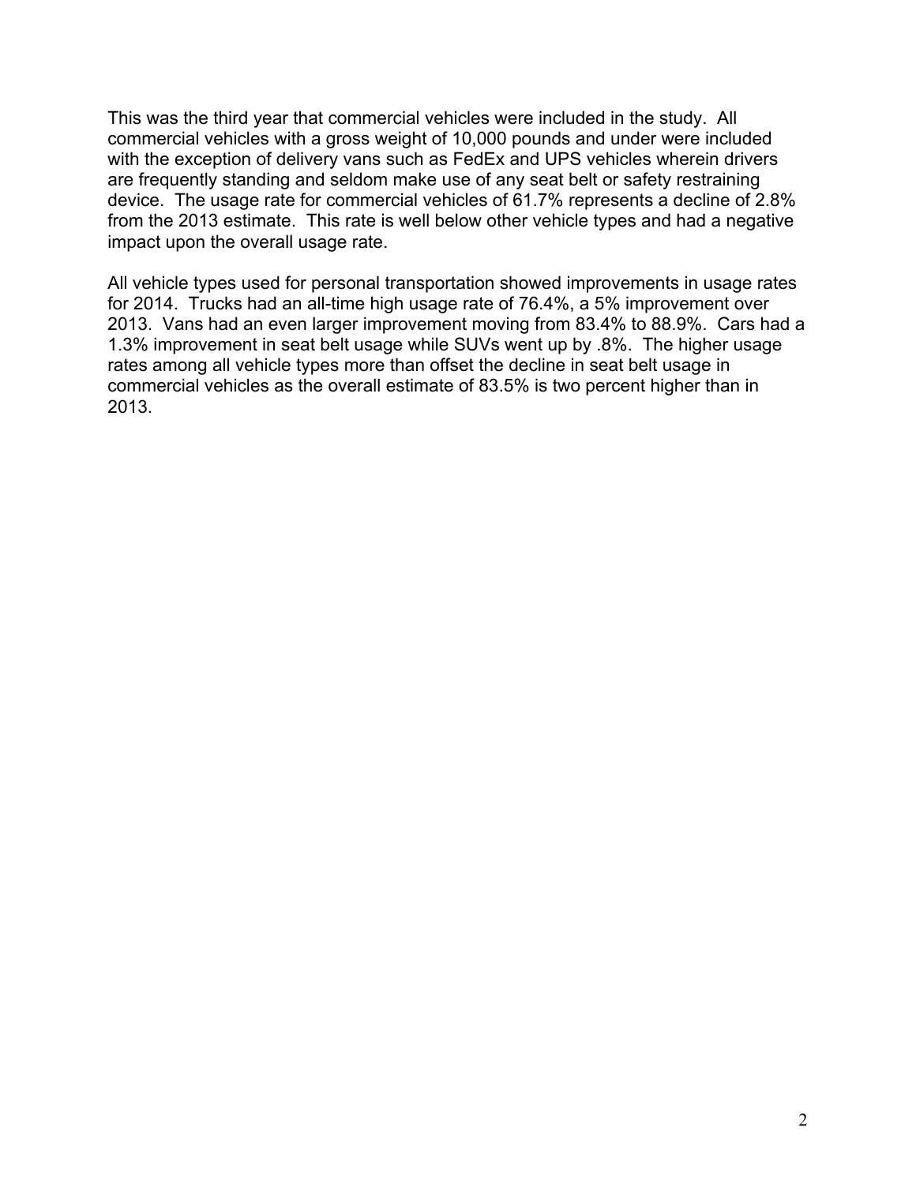This was the third year that commercial vehicles were included in the study. All commercial vehicles with a gross weight of 10,000 pounds and under were included with the exception of delivery vans such as FedEx and UPS vehicles wherein drivers are frequently standing and seldom make use of any seat belt or safety restraining device. The usage rate for commercial vehicles of 61.7% represents a decline of 2.8% from the 2013 estimate. This rate is well below other vehicle types and had a negative impact upon the overall usage rate.

All vehicle types used for personal transportation showed improvements in usage rates for 2014. Trucks had an all-time high usage rate of 76.4%, a 5% improvement over 2013. Vans had an even larger improvement moving from 83.4% to 88.9%. Cars had a 1.3% improvement in seat belt usage while SUVs went up by .8%. The higher usage rates among all vehicle types more than offset the decline in seat belt usage in commercial vehicles as the overall estimate of 83.5% is two percent higher than in 2013.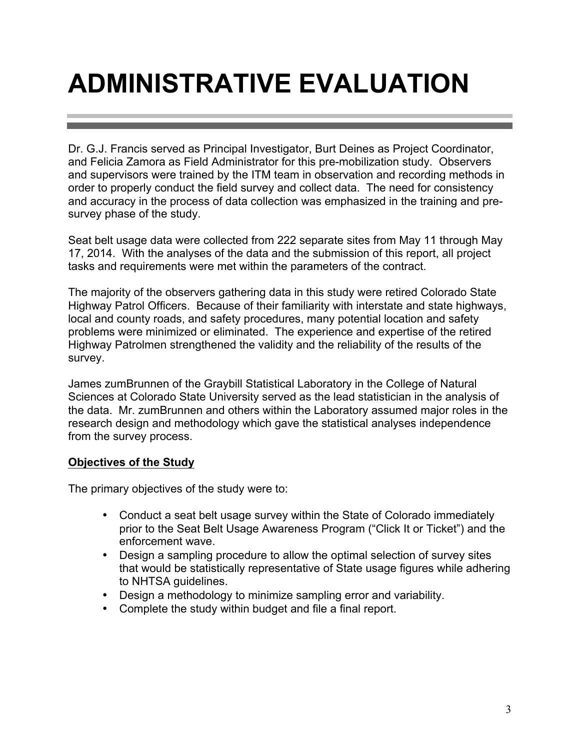# ADMINISTRATIVE EVALUATION

Dr. G.J. Francis served as Principal Investigator, Burt Deines as Project Coordinator, and Felicia Zamora as Field Administrator for this pre-mobilization study. Observers and supervisors were trained by the ITM team in observation and recording methods in order to properly conduct the field survey and collect data. The need for consistency and accuracy in the process of data collection was emphasized in the training and pre-survey phase of the study.

Seat belt usage data were collected from 222 separate sites from May 11 through May 17, 2014. With the analyses of the data and the submission of this report, all project tasks and requirements were met within the parameters of the contract.

The majority of the observers gathering data in this study were retired Colorado State Highway Patrol Officers. Because of their familiarity with interstate and state highways, local and county roads, and safety procedures, many potential location and safety problems were minimized or eliminated. The experience and expertise of the retired Highway Patrolmen strengthened the validity and the reliability of the results of the survey.

James zumBrunnen of the Graybill Statistical Laboratory in the College of Natural Sciences at Colorado State University served as the lead statistician in the analysis of the data. Mr. zumBrunnen and others within the Laboratory assumed major roles in the research design and methodology which gave the statistical analyses independence from the survey process.

**Objectives of the Study**

The primary objectives of the study were to:

- Conduct a seat belt usage survey within the State of Colorado immediately prior to the Seat Belt Usage Awareness Program ("Click It or Ticket") and the enforcement wave.
- Design a sampling procedure to allow the optimal selection of survey sites that would be statistically representative of State usage figures while adhering to NHTSA guidelines.
- Design a methodology to minimize sampling error and variability.
- Complete the study within budget and file a final report.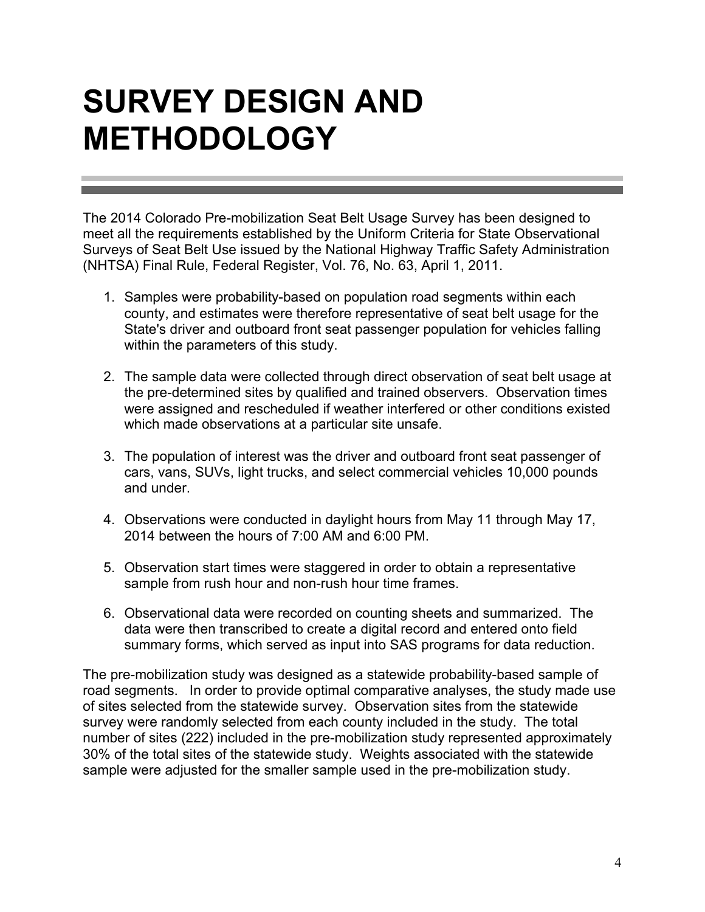# SURVEY DESIGN AND METHODOLOGY

The 2014 Colorado Pre-mobilization Seat Belt Usage Survey has been designed to meet all the requirements established by the Uniform Criteria for State Observational Surveys of Seat Belt Use issued by the National Highway Traffic Safety Administration (NHTSA) Final Rule, Federal Register, Vol. 76, No. 63, April 1, 2011.

1. Samples were probability-based on population road segments within each county, and estimates were therefore representative of seat belt usage for the State's driver and outboard front seat passenger population for vehicles falling within the parameters of this study.

2. The sample data were collected through direct observation of seat belt usage at the pre-determined sites by qualified and trained observers. Observation times were assigned and rescheduled if weather interfered or other conditions existed which made observations at a particular site unsafe.

3. The population of interest was the driver and outboard front seat passenger of cars, vans, SUVs, light trucks, and select commercial vehicles 10,000 pounds and under.

4. Observations were conducted in daylight hours from May 11 through May 17, 2014 between the hours of 7:00 AM and 6:00 PM.

5. Observation start times were staggered in order to obtain a representative sample from rush hour and non-rush hour time frames.

6. Observational data were recorded on counting sheets and summarized. The data were then transcribed to create a digital record and entered onto field summary forms, which served as input into SAS programs for data reduction.

The pre-mobilization study was designed as a statewide probability-based sample of road segments. In order to provide optimal comparative analyses, the study made use of sites selected from the statewide survey. Observation sites from the statewide survey were randomly selected from each county included in the study. The total number of sites (222) included in the pre-mobilization study represented approximately 30% of the total sites of the statewide study. Weights associated with the statewide sample were adjusted for the smaller sample used in the pre-mobilization study.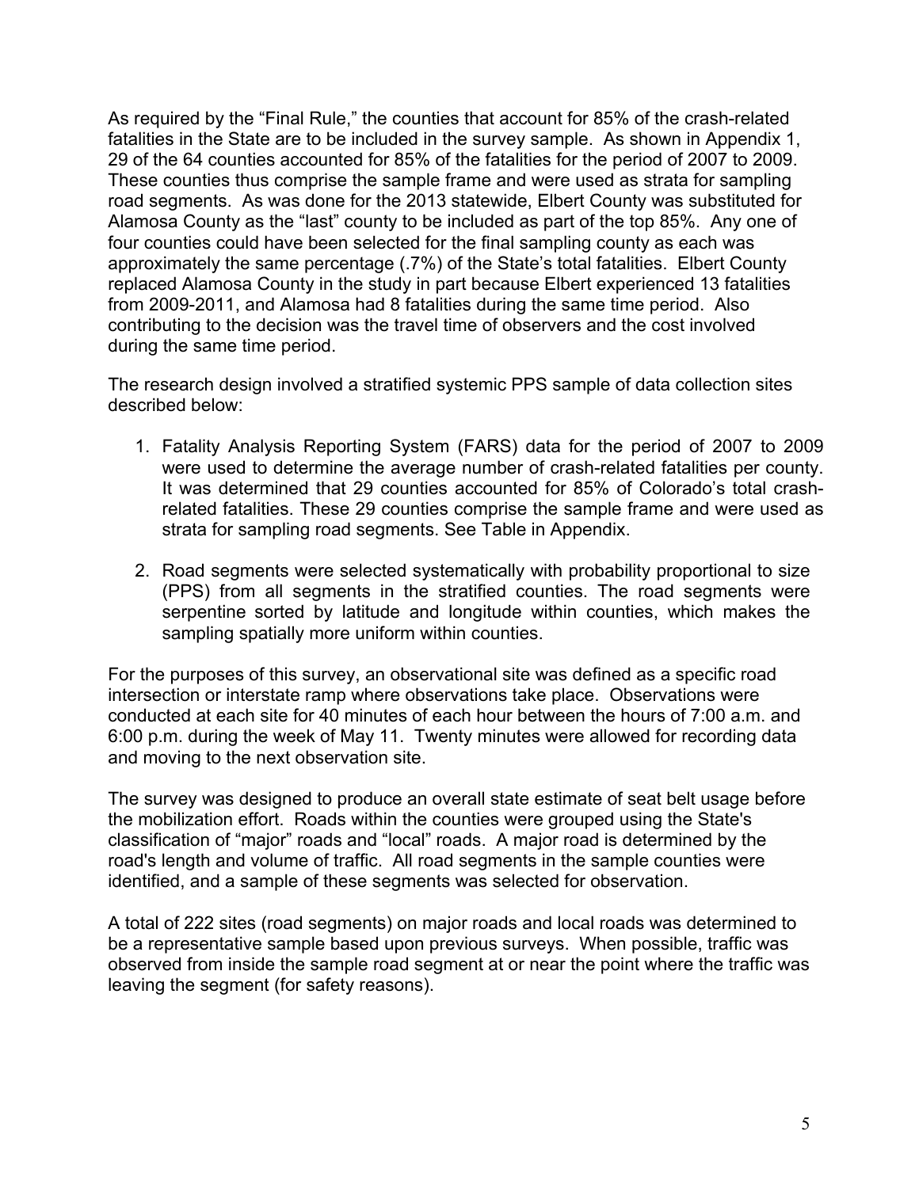As required by the "Final Rule," the counties that account for 85% of the crash-related fatalities in the State are to be included in the survey sample. As shown in Appendix 1, 29 of the 64 counties accounted for 85% of the fatalities for the period of 2007 to 2009. These counties thus comprise the sample frame and were used as strata for sampling road segments. As was done for the 2013 statewide, Elbert County was substituted for Alamosa County as the "last" county to be included as part of the top 85%. Any one of four counties could have been selected for the final sampling county as each was approximately the same percentage (.7%) of the State's total fatalities. Elbert County replaced Alamosa County in the study in part because Elbert experienced 13 fatalities from 2009-2011, and Alamosa had 8 fatalities during the same time period. Also contributing to the decision was the travel time of observers and the cost involved during the same time period.

The research design involved a stratified systemic PPS sample of data collection sites described below:

1. Fatality Analysis Reporting System (FARS) data for the period of 2007 to 2009 were used to determine the average number of crash-related fatalities per county. It was determined that 29 counties accounted for 85% of Colorado's total crash-related fatalities. These 29 counties comprise the sample frame and were used as strata for sampling road segments. See Table in Appendix.

2. Road segments were selected systematically with probability proportional to size (PPS) from all segments in the stratified counties. The road segments were serpentine sorted by latitude and longitude within counties, which makes the sampling spatially more uniform within counties.

For the purposes of this survey, an observational site was defined as a specific road intersection or interstate ramp where observations take place. Observations were conducted at each site for 40 minutes of each hour between the hours of 7:00 a.m. and 6:00 p.m. during the week of May 11. Twenty minutes were allowed for recording data and moving to the next observation site.

The survey was designed to produce an overall state estimate of seat belt usage before the mobilization effort. Roads within the counties were grouped using the State's classification of "major" roads and "local" roads. A major road is determined by the road's length and volume of traffic. All road segments in the sample counties were identified, and a sample of these segments was selected for observation.

A total of 222 sites (road segments) on major roads and local roads was determined to be a representative sample based upon previous surveys. When possible, traffic was observed from inside the sample road segment at or near the point where the traffic was leaving the segment (for safety reasons).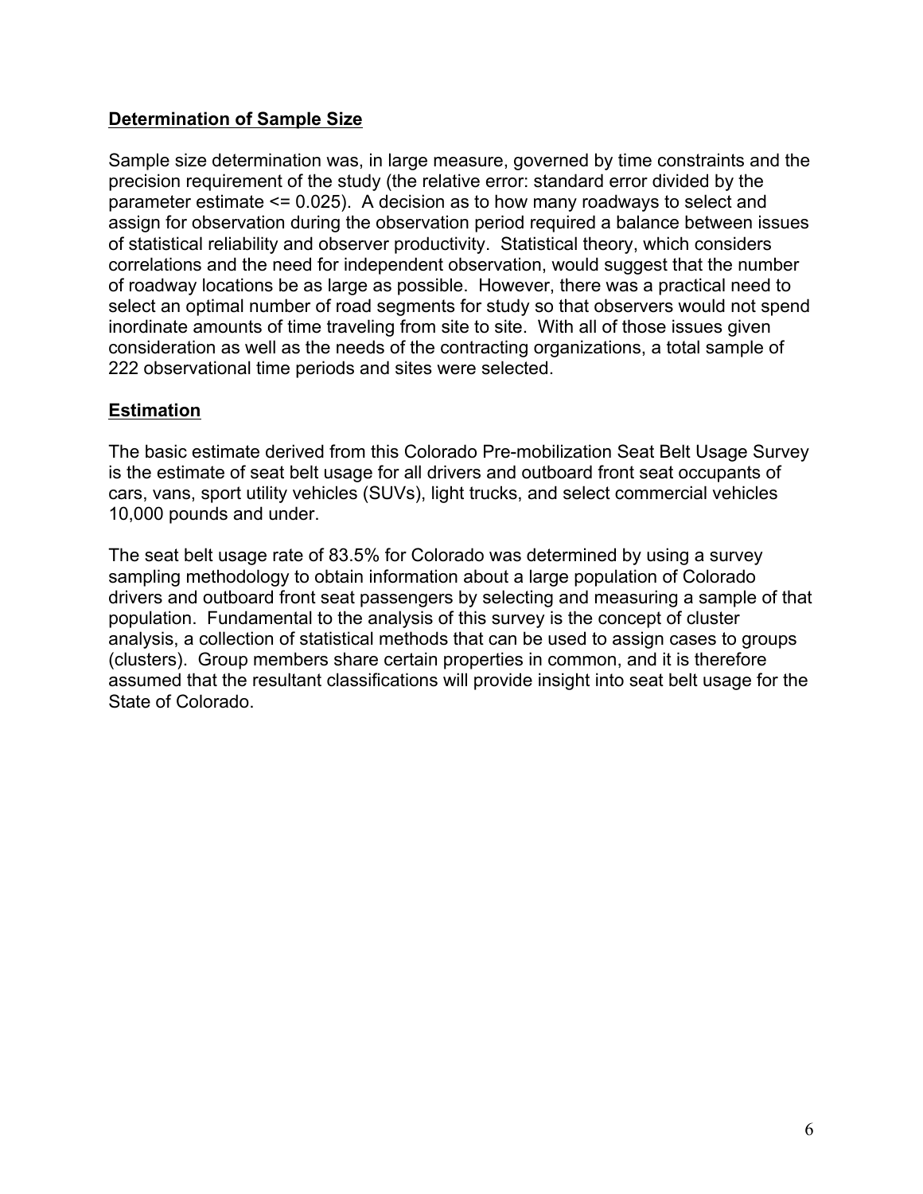**Determination of Sample Size**

Sample size determination was, in large measure, governed by time constraints and the precision requirement of the study (the relative error: standard error divided by the parameter estimate <= 0.025). A decision as to how many roadways to select and assign for observation during the observation period required a balance between issues of statistical reliability and observer productivity. Statistical theory, which considers correlations and the need for independent observation, would suggest that the number of roadway locations be as large as possible. However, there was a practical need to select an optimal number of road segments for study so that observers would not spend inordinate amounts of time traveling from site to site. With all of those issues given consideration as well as the needs of the contracting organizations, a total sample of 222 observational time periods and sites were selected.

**Estimation**

The basic estimate derived from this Colorado Pre-mobilization Seat Belt Usage Survey is the estimate of seat belt usage for all drivers and outboard front seat occupants of cars, vans, sport utility vehicles (SUVs), light trucks, and select commercial vehicles 10,000 pounds and under.

The seat belt usage rate of 83.5% for Colorado was determined by using a survey sampling methodology to obtain information about a large population of Colorado drivers and outboard front seat passengers by selecting and measuring a sample of that population. Fundamental to the analysis of this survey is the concept of cluster analysis, a collection of statistical methods that can be used to assign cases to groups (clusters). Group members share certain properties in common, and it is therefore assumed that the resultant classifications will provide insight into seat belt usage for the State of Colorado.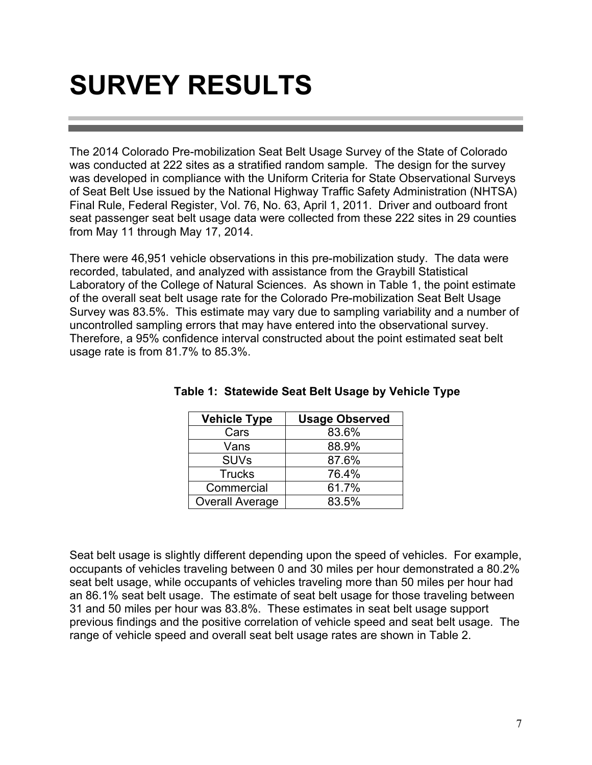# SURVEY RESULTS

The 2014 Colorado Pre-mobilization Seat Belt Usage Survey of the State of Colorado was conducted at 222 sites as a stratified random sample. The design for the survey was developed in compliance with the Uniform Criteria for State Observational Surveys of Seat Belt Use issued by the National Highway Traffic Safety Administration (NHTSA) Final Rule, Federal Register, Vol. 76, No. 63, April 1, 2011. Driver and outboard front seat passenger seat belt usage data were collected from these 222 sites in 29 counties from May 11 through May 17, 2014.

There were 46,951 vehicle observations in this pre-mobilization study. The data were recorded, tabulated, and analyzed with assistance from the Graybill Statistical Laboratory of the College of Natural Sciences. As shown in Table 1, the point estimate of the overall seat belt usage rate for the Colorado Pre-mobilization Seat Belt Usage Survey was 83.5%. This estimate may vary due to sampling variability and a number of uncontrolled sampling errors that may have entered into the observational survey. Therefore, a 95% confidence interval constructed about the point estimated seat belt usage rate is from 81.7% to 85.3%.

**Table 1: Statewide Seat Belt Usage by Vehicle Type**

| Vehicle Type | Usage Observed |
|---|---|
| Cars | 83.6% |
| Vans | 88.9% |
| SUVs | 87.6% |
| Trucks | 76.4% |
| Commercial | 61.7% |
| Overall Average | 83.5% |

Seat belt usage is slightly different depending upon the speed of vehicles. For example, occupants of vehicles traveling between 0 and 30 miles per hour demonstrated a 80.2% seat belt usage, while occupants of vehicles traveling more than 50 miles per hour had an 86.1% seat belt usage. The estimate of seat belt usage for those traveling between 31 and 50 miles per hour was 83.8%. These estimates in seat belt usage support previous findings and the positive correlation of vehicle speed and seat belt usage. The range of vehicle speed and overall seat belt usage rates are shown in Table 2.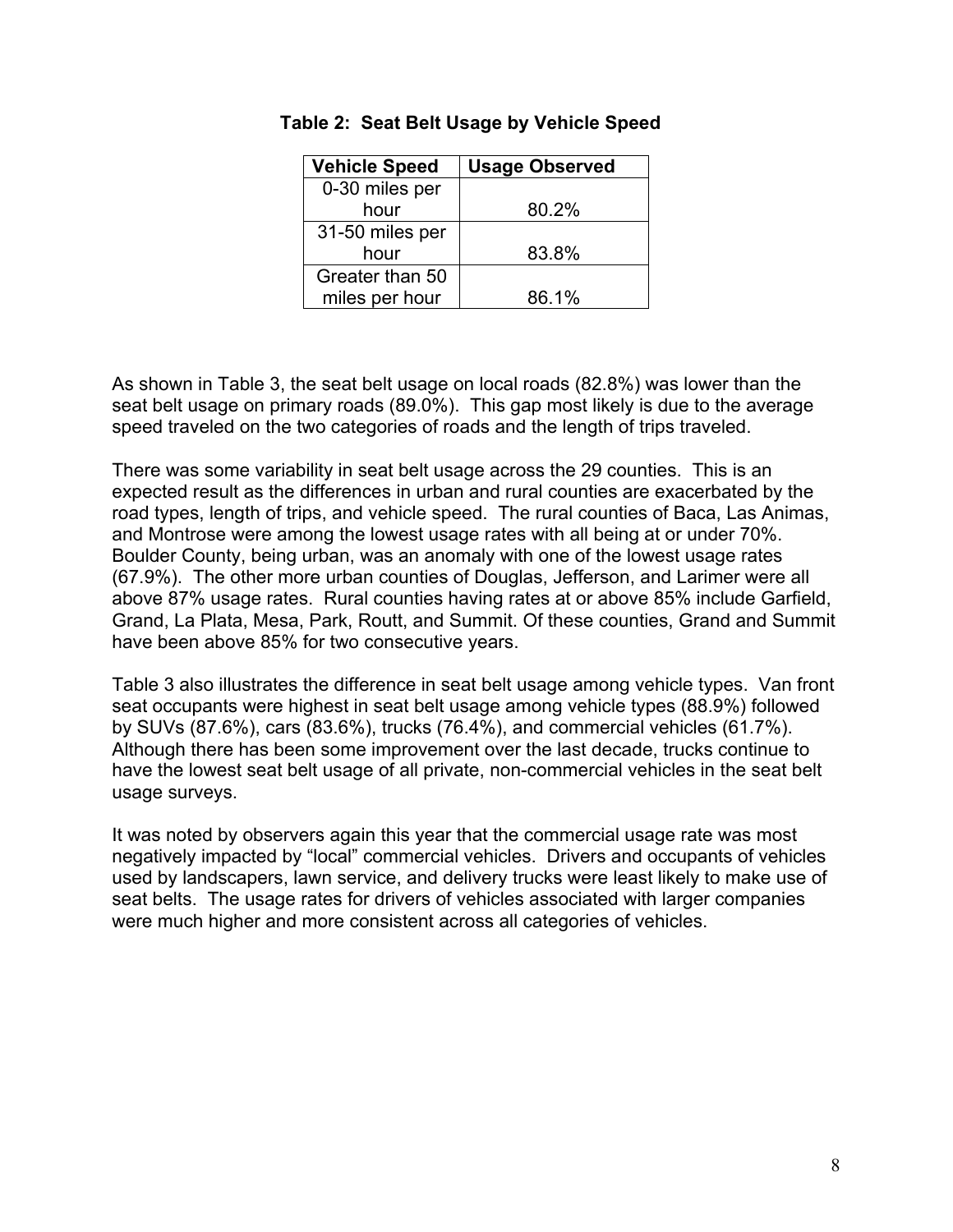**Table 2: Seat Belt Usage by Vehicle Speed**

| Vehicle Speed | Usage Observed |
|---|---|
| 0-30 miles per hour | 80.2% |
| 31-50 miles per hour | 83.8% |
| Greater than 50 miles per hour | 86.1% |

As shown in Table 3, the seat belt usage on local roads (82.8%) was lower than the seat belt usage on primary roads (89.0%). This gap most likely is due to the average speed traveled on the two categories of roads and the length of trips traveled.

There was some variability in seat belt usage across the 29 counties. This is an expected result as the differences in urban and rural counties are exacerbated by the road types, length of trips, and vehicle speed. The rural counties of Baca, Las Animas, and Montrose were among the lowest usage rates with all being at or under 70%. Boulder County, being urban, was an anomaly with one of the lowest usage rates (67.9%). The other more urban counties of Douglas, Jefferson, and Larimer were all above 87% usage rates. Rural counties having rates at or above 85% include Garfield, Grand, La Plata, Mesa, Park, Routt, and Summit. Of these counties, Grand and Summit have been above 85% for two consecutive years.

Table 3 also illustrates the difference in seat belt usage among vehicle types. Van front seat occupants were highest in seat belt usage among vehicle types (88.9%) followed by SUVs (87.6%), cars (83.6%), trucks (76.4%), and commercial vehicles (61.7%). Although there has been some improvement over the last decade, trucks continue to have the lowest seat belt usage of all private, non-commercial vehicles in the seat belt usage surveys.

It was noted by observers again this year that the commercial usage rate was most negatively impacted by "local" commercial vehicles. Drivers and occupants of vehicles used by landscapers, lawn service, and delivery trucks were least likely to make use of seat belts. The usage rates for drivers of vehicles associated with larger companies were much higher and more consistent across all categories of vehicles.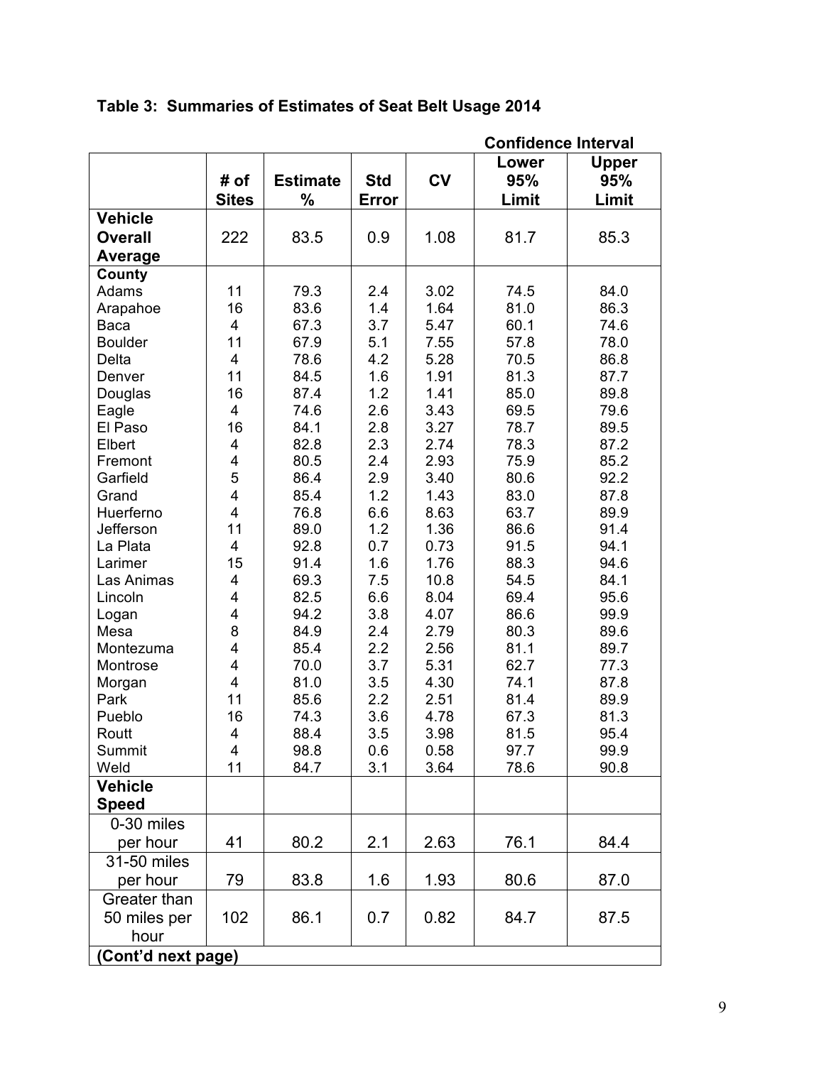**Table 3: Summaries of Estimates of Seat Belt Usage 2014**

| | # of Sites | Estimate % | Std Error | CV | Confidence Interval Lower 95% Limit | Confidence Interval Upper 95% Limit |
|---|---|---|---|---|---|---|
| **Vehicle Overall Average** | 222 | 83.5 | 0.9 | 1.08 | 81.7 | 85.3 |
| **County** | | | | | | |
| Adams | 11 | 79.3 | 2.4 | 3.02 | 74.5 | 84.0 |
| Arapahoe | 16 | 83.6 | 1.4 | 1.64 | 81.0 | 86.3 |
| Baca | 4 | 67.3 | 3.7 | 5.47 | 60.1 | 74.6 |
| Boulder | 11 | 67.9 | 5.1 | 7.55 | 57.8 | 78.0 |
| Delta | 4 | 78.6 | 4.2 | 5.28 | 70.5 | 86.8 |
| Denver | 11 | 84.5 | 1.6 | 1.91 | 81.3 | 87.7 |
| Douglas | 16 | 87.4 | 1.2 | 1.41 | 85.0 | 89.8 |
| Eagle | 4 | 74.6 | 2.6 | 3.43 | 69.5 | 79.6 |
| El Paso | 16 | 84.1 | 2.8 | 3.27 | 78.7 | 89.5 |
| Elbert | 4 | 82.8 | 2.3 | 2.74 | 78.3 | 87.2 |
| Fremont | 4 | 80.5 | 2.4 | 2.93 | 75.9 | 85.2 |
| Garfield | 5 | 86.4 | 2.9 | 3.40 | 80.6 | 92.2 |
| Grand | 4 | 85.4 | 1.2 | 1.43 | 83.0 | 87.8 |
| Huerferno | 4 | 76.8 | 6.6 | 8.63 | 63.7 | 89.9 |
| Jefferson | 11 | 89.0 | 1.2 | 1.36 | 86.6 | 91.4 |
| La Plata | 4 | 92.8 | 0.7 | 0.73 | 91.5 | 94.1 |
| Larimer | 15 | 91.4 | 1.6 | 1.76 | 88.3 | 94.6 |
| Las Animas | 4 | 69.3 | 7.5 | 10.8 | 54.5 | 84.1 |
| Lincoln | 4 | 82.5 | 6.6 | 8.04 | 69.4 | 95.6 |
| Logan | 4 | 94.2 | 3.8 | 4.07 | 86.6 | 99.9 |
| Mesa | 8 | 84.9 | 2.4 | 2.79 | 80.3 | 89.6 |
| Montezuma | 4 | 85.4 | 2.2 | 2.56 | 81.1 | 89.7 |
| Montrose | 4 | 70.0 | 3.7 | 5.31 | 62.7 | 77.3 |
| Morgan | 4 | 81.0 | 3.5 | 4.30 | 74.1 | 87.8 |
| Park | 11 | 85.6 | 2.2 | 2.51 | 81.4 | 89.9 |
| Pueblo | 16 | 74.3 | 3.6 | 4.78 | 67.3 | 81.3 |
| Routt | 4 | 88.4 | 3.5 | 3.98 | 81.5 | 95.4 |
| Summit | 4 | 98.8 | 0.6 | 0.58 | 97.7 | 99.9 |
| Weld | 11 | 84.7 | 3.1 | 3.64 | 78.6 | 90.8 |
| **Vehicle Speed** | | | | | | |
| 0-30 miles per hour | 41 | 80.2 | 2.1 | 2.63 | 76.1 | 84.4 |
| 31-50 miles per hour | 79 | 83.8 | 1.6 | 1.93 | 80.6 | 87.0 |
| Greater than 50 miles per hour | 102 | 86.1 | 0.7 | 0.82 | 84.7 | 87.5 |
| **(Cont'd next page)** | | | | | | |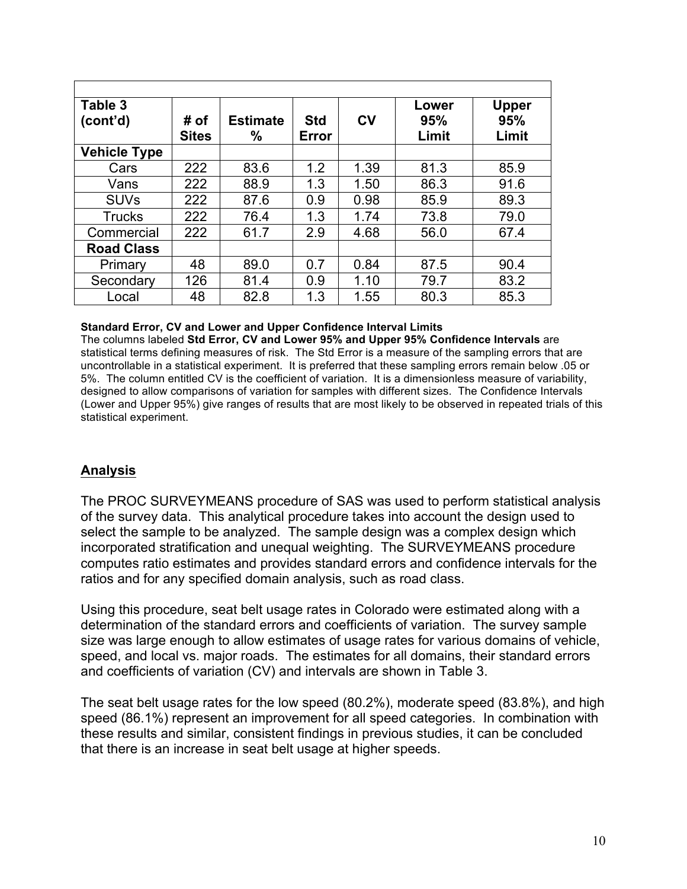| Table 3 (cont'd) | # of Sites | Estimate % | Std Error | CV | Lower 95% Limit | Upper 95% Limit |
|---|---|---|---|---|---|---|
| **Vehicle Type** | | | | | | |
| Cars | 222 | 83.6 | 1.2 | 1.39 | 81.3 | 85.9 |
| Vans | 222 | 88.9 | 1.3 | 1.50 | 86.3 | 91.6 |
| SUVs | 222 | 87.6 | 0.9 | 0.98 | 85.9 | 89.3 |
| Trucks | 222 | 76.4 | 1.3 | 1.74 | 73.8 | 79.0 |
| Commercial | 222 | 61.7 | 2.9 | 4.68 | 56.0 | 67.4 |
| **Road Class** | | | | | | |
| Primary | 48 | 89.0 | 0.7 | 0.84 | 87.5 | 90.4 |
| Secondary | 126 | 81.4 | 0.9 | 1.10 | 79.7 | 83.2 |
| Local | 48 | 82.8 | 1.3 | 1.55 | 80.3 | 85.3 |

**Standard Error, CV and Lower and Upper Confidence Interval Limits**

The columns labeled **Std Error, CV and Lower 95% and Upper 95% Confidence Intervals** are statistical terms defining measures of risk. The Std Error is a measure of the sampling errors that are uncontrollable in a statistical experiment. It is preferred that these sampling errors remain below .05 or 5%. The column entitled CV is the coefficient of variation. It is a dimensionless measure of variability, designed to allow comparisons of variation for samples with different sizes. The Confidence Intervals (Lower and Upper 95%) give ranges of results that are most likely to be observed in repeated trials of this statistical experiment.

## Analysis

The PROC SURVEYMEANS procedure of SAS was used to perform statistical analysis of the survey data. This analytical procedure takes into account the design used to select the sample to be analyzed. The sample design was a complex design which incorporated stratification and unequal weighting. The SURVEYMEANS procedure computes ratio estimates and provides standard errors and confidence intervals for the ratios and for any specified domain analysis, such as road class.

Using this procedure, seat belt usage rates in Colorado were estimated along with a determination of the standard errors and coefficients of variation. The survey sample size was large enough to allow estimates of usage rates for various domains of vehicle, speed, and local vs. major roads. The estimates for all domains, their standard errors and coefficients of variation (CV) and intervals are shown in Table 3.

The seat belt usage rates for the low speed (80.2%), moderate speed (83.8%), and high speed (86.1%) represent an improvement for all speed categories. In combination with these results and similar, consistent findings in previous studies, it can be concluded that there is an increase in seat belt usage at higher speeds.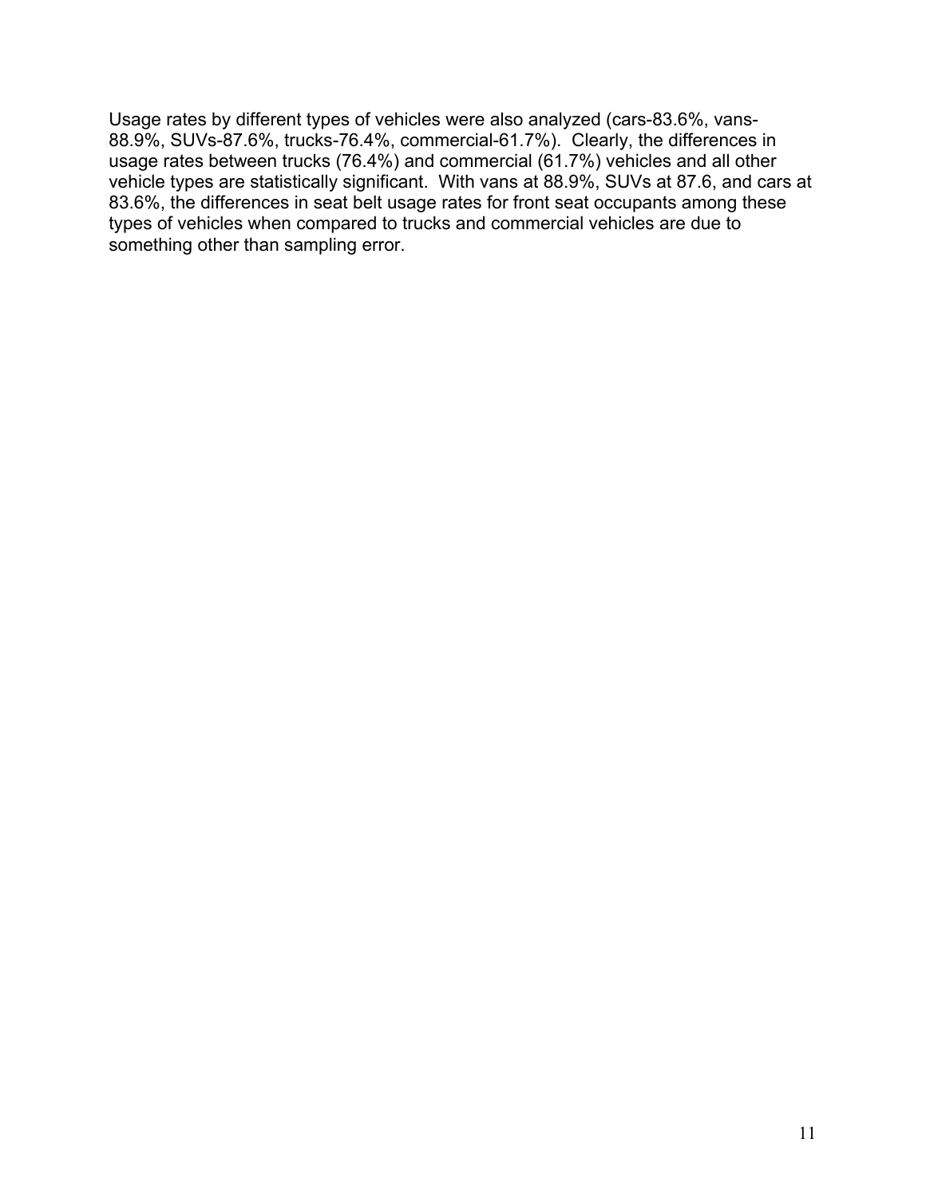Usage rates by different types of vehicles were also analyzed (cars-83.6%, vans-88.9%, SUVs-87.6%, trucks-76.4%, commercial-61.7%). Clearly, the differences in usage rates between trucks (76.4%) and commercial (61.7%) vehicles and all other vehicle types are statistically significant. With vans at 88.9%, SUVs at 87.6, and cars at 83.6%, the differences in seat belt usage rates for front seat occupants among these types of vehicles when compared to trucks and commercial vehicles are due to something other than sampling error.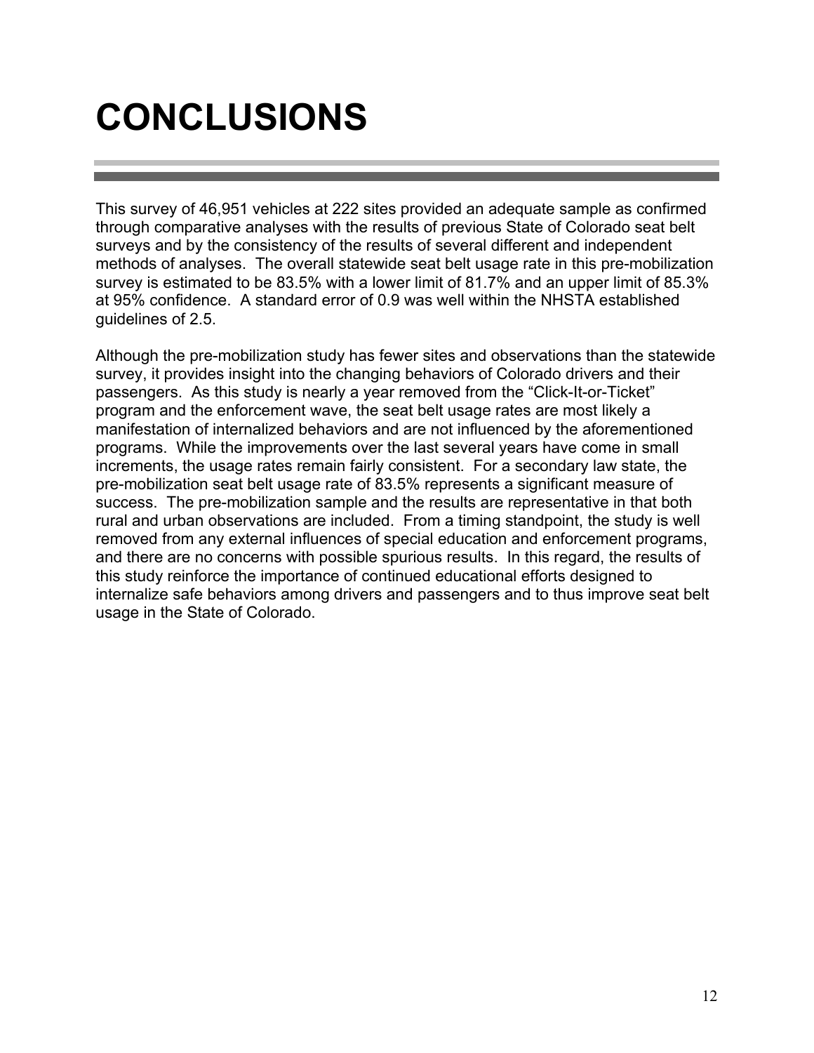# CONCLUSIONS

This survey of 46,951 vehicles at 222 sites provided an adequate sample as confirmed through comparative analyses with the results of previous State of Colorado seat belt surveys and by the consistency of the results of several different and independent methods of analyses. The overall statewide seat belt usage rate in this pre-mobilization survey is estimated to be 83.5% with a lower limit of 81.7% and an upper limit of 85.3% at 95% confidence. A standard error of 0.9 was well within the NHSTA established guidelines of 2.5.

Although the pre-mobilization study has fewer sites and observations than the statewide survey, it provides insight into the changing behaviors of Colorado drivers and their passengers. As this study is nearly a year removed from the "Click-It-or-Ticket" program and the enforcement wave, the seat belt usage rates are most likely a manifestation of internalized behaviors and are not influenced by the aforementioned programs. While the improvements over the last several years have come in small increments, the usage rates remain fairly consistent. For a secondary law state, the pre-mobilization seat belt usage rate of 83.5% represents a significant measure of success. The pre-mobilization sample and the results are representative in that both rural and urban observations are included. From a timing standpoint, the study is well removed from any external influences of special education and enforcement programs, and there are no concerns with possible spurious results. In this regard, the results of this study reinforce the importance of continued educational efforts designed to internalize safe behaviors among drivers and passengers and to thus improve seat belt usage in the State of Colorado.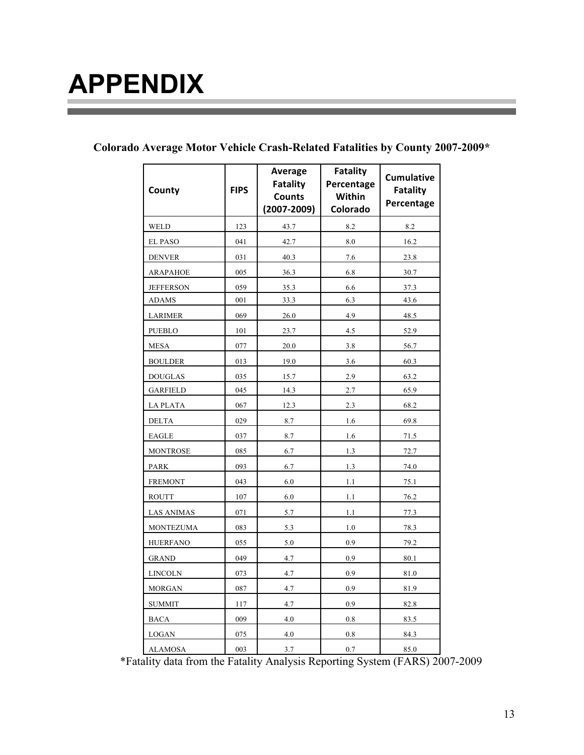# APPENDIX

**Colorado Average Motor Vehicle Crash-Related Fatalities by County 2007-2009***

| County | FIPS | Average Fatality Counts (2007-2009) | Fatality Percentage Within Colorado | Cumulative Fatality Percentage |
|---|---|---|---|---|
| WELD | 123 | 43.7 | 8.2 | 8.2 |
| EL PASO | 041 | 42.7 | 8.0 | 16.2 |
| DENVER | 031 | 40.3 | 7.6 | 23.8 |
| ARAPAHOE | 005 | 36.3 | 6.8 | 30.7 |
| JEFFERSON | 059 | 35.3 | 6.6 | 37.3 |
| ADAMS | 001 | 33.3 | 6.3 | 43.6 |
| LARIMER | 069 | 26.0 | 4.9 | 48.5 |
| PUEBLO | 101 | 23.7 | 4.5 | 52.9 |
| MESA | 077 | 20.0 | 3.8 | 56.7 |
| BOULDER | 013 | 19.0 | 3.6 | 60.3 |
| DOUGLAS | 035 | 15.7 | 2.9 | 63.2 |
| GARFIELD | 045 | 14.3 | 2.7 | 65.9 |
| LA PLATA | 067 | 12.3 | 2.3 | 68.2 |
| DELTA | 029 | 8.7 | 1.6 | 69.8 |
| EAGLE | 037 | 8.7 | 1.6 | 71.5 |
| MONTROSE | 085 | 6.7 | 1.3 | 72.7 |
| PARK | 093 | 6.7 | 1.3 | 74.0 |
| FREMONT | 043 | 6.0 | 1.1 | 75.1 |
| ROUTT | 107 | 6.0 | 1.1 | 76.2 |
| LAS ANIMAS | 071 | 5.7 | 1.1 | 77.3 |
| MONTEZUMA | 083 | 5.3 | 1.0 | 78.3 |
| HUERFANO | 055 | 5.0 | 0.9 | 79.2 |
| GRAND | 049 | 4.7 | 0.9 | 80.1 |
| LINCOLN | 073 | 4.7 | 0.9 | 81.0 |
| MORGAN | 087 | 4.7 | 0.9 | 81.9 |
| SUMMIT | 117 | 4.7 | 0.9 | 82.8 |
| BACA | 009 | 4.0 | 0.8 | 83.5 |
| LOGAN | 075 | 4.0 | 0.8 | 84.3 |
| ALAMOSA | 003 | 3.7 | 0.7 | 85.0 |

*Fatality data from the Fatality Analysis Reporting System (FARS) 2007-2009